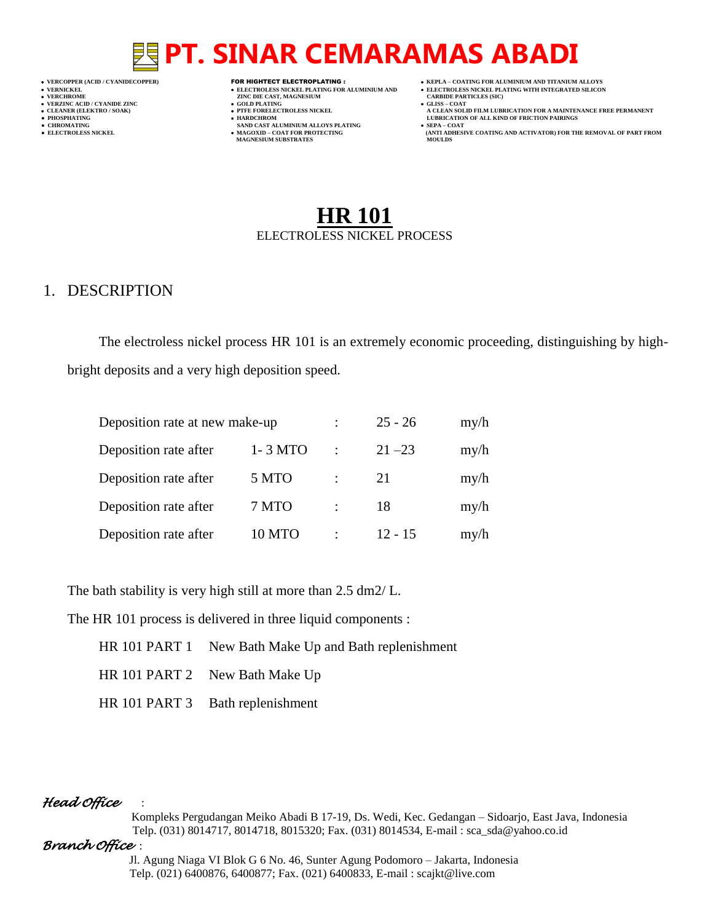# PT. SINAR CEMARAMAS ABADI

- VERCOPPER (ACID / CYANIDECOPPER)
- VERNICKEL
- VERCHROME
- VERZINC ACID / CYANIDE ZINC
- CLEANER (ELEKTRO / SOAK)
- PHOSPHATING
- CHROMATING
- ELECTROLESS NICKEL

**FOR HIGHTECT ELECTROPLATING :**

- ELECTROLESS NICKEL PLATING FOR ALUMINIUM AND ZINC DIE CAST, MAGNESIUM
- GOLD PLATING
- PTFE FORELECTROLESS NICKEL
- HARDCHROM SAND CAST ALUMINIUM ALLOYS PLATING
- MAGOXID – COAT FOR PROTECTING MAGNESIUM SUBSTRATES

- KEPLA – COATING FOR ALUMINIUM AND TITANIUM ALLOYS
- ELECTROLESS NICKEL PLATING WITH INTEGRATED SILICON CARBIDE PARTICLES (SIC)
- GLISS – COAT A CLEAN SOLID FILM LUBRICATION FOR A MAINTENANCE FREE PERMANENT LUBRICATION OF ALL KIND OF FRICTION PAIRINGS
- SEPA – COAT (ANTI ADHESIVE COATING AND ACTIVATOR) FOR THE REMOVAL OF PART FROM MOULDS

# HR 101

ELECTROLESS NICKEL PROCESS

## 1. DESCRIPTION

The electroless nickel process HR 101 is an extremely economic proceeding, distinguishing by high-bright deposits and a very high deposition speed.

| | | | | |
|---|---|---|---|---|
| Deposition rate at new make-up | | : | 25 - 26 | my/h |
| Deposition rate after | 1- 3 MTO | : | 21 –23 | my/h |
| Deposition rate after | 5 MTO | : | 21 | my/h |
| Deposition rate after | 7 MTO | : | 18 | my/h |
| Deposition rate after | 10 MTO | : | 12 - 15 | my/h |

The bath stability is very high still at more than 2.5 dm2/ L.

The HR 101 process is delivered in three liquid components :

HR 101 PART 1 New Bath Make Up and Bath replenishment

HR 101 PART 2 New Bath Make Up

HR 101 PART 3 Bath replenishment

*Head Office* :

Kompleks Pergudangan Meiko Abadi B 17-19, Ds. Wedi, Kec. Gedangan – Sidoarjo, East Java, Indonesia
Telp. (031) 8014717, 8014718, 8015320; Fax. (031) 8014534, E-mail : sca_sda@yahoo.co.id

*Branch Office* :

Jl. Agung Niaga VI Blok G 6 No. 46, Sunter Agung Podomoro – Jakarta, Indonesia
Telp. (021) 6400876, 6400877; Fax. (021) 6400833, E-mail : scajkt@live.com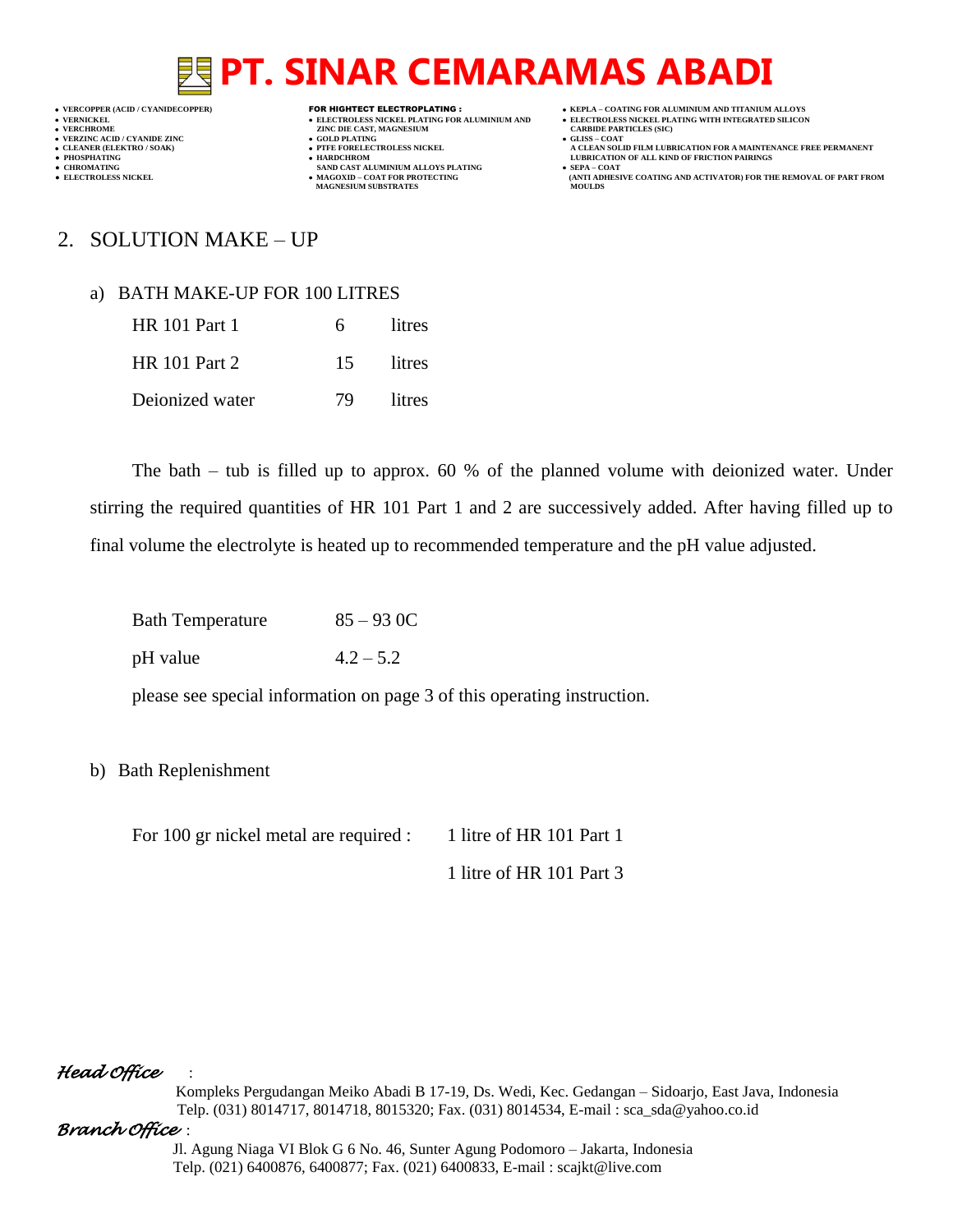## 2. SOLUTION MAKE – UP

### a) BATH MAKE-UP FOR 100 LITRES

| | | |
|---|---|---|
| HR 101 Part 1 | 6 | litres |
| HR 101 Part 2 | 15 | litres |
| Deionized water | 79 | litres |

The bath – tub is filled up to approx. 60 % of the planned volume with deionized water. Under stirring the required quantities of HR 101 Part 1 and 2 are successively added. After having filled up to final volume the electrolyte is heated up to recommended temperature and the pH value adjusted.

| | |
|---|---|
| Bath Temperature | 85 – 93 0C |
| pH value | 4.2 – 5.2 |

please see special information on page 3 of this operating instruction.

### b) Bath Replenishment

For 100 gr nickel metal are required : 1 litre of HR 101 Part 1

1 litre of HR 101 Part 3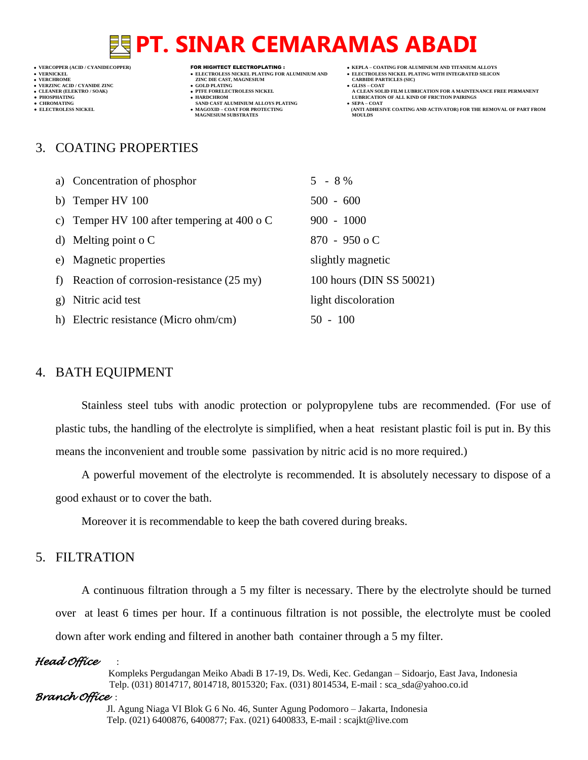## 3. COATING PROPERTIES

| | |
|---|---|
| a) Concentration of phosphor | 5 - 8 % |
| b) Temper HV 100 | 500 - 600 |
| c) Temper HV 100 after tempering at 400 o C | 900 - 1000 |
| d) Melting point o C | 870 - 950 o C |
| e) Magnetic properties | slightly magnetic |
| f) Reaction of corrosion-resistance (25 my) | 100 hours (DIN SS 50021) |
| g) Nitric acid test | light discoloration |
| h) Electric resistance (Micro ohm/cm) | 50 - 100 |

## 4. BATH EQUIPMENT

Stainless steel tubs with anodic protection or polypropylene tubs are recommended. (For use of plastic tubs, the handling of the electrolyte is simplified, when a heat resistant plastic foil is put in. By this means the inconvenient and trouble some passivation by nitric acid is no more required.)

A powerful movement of the electrolyte is recommended. It is absolutely necessary to dispose of a good exhaust or to cover the bath.

Moreover it is recommendable to keep the bath covered during breaks.

## 5. FILTRATION

A continuous filtration through a 5 my filter is necessary. There by the electrolyte should be turned over at least 6 times per hour. If a continuous filtration is not possible, the electrolyte must be cooled down after work ending and filtered in another bath container through a 5 my filter.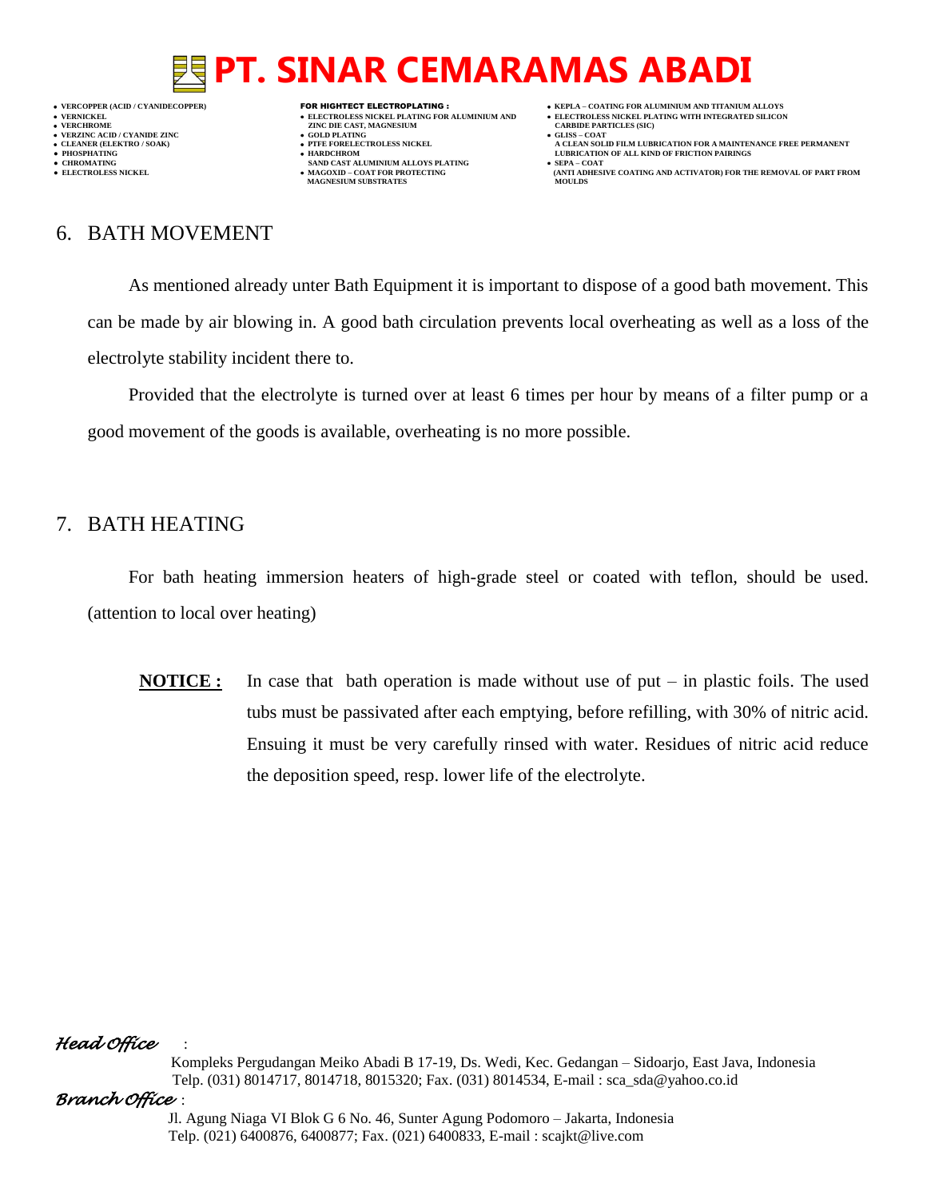## 6. BATH MOVEMENT

As mentioned already unter Bath Equipment it is important to dispose of a good bath movement. This can be made by air blowing in. A good bath circulation prevents local overheating as well as a loss of the electrolyte stability incident there to.

Provided that the electrolyte is turned over at least 6 times per hour by means of a filter pump or a good movement of the goods is available, overheating is no more possible.

## 7. BATH HEATING

For bath heating immersion heaters of high-grade steel or coated with teflon, should be used. (attention to local over heating)

**NOTICE :** In case that bath operation is made without use of put – in plastic foils. The used tubs must be passivated after each emptying, before refilling, with 30% of nitric acid. Ensuing it must be very carefully rinsed with water. Residues of nitric acid reduce the deposition speed, resp. lower life of the electrolyte.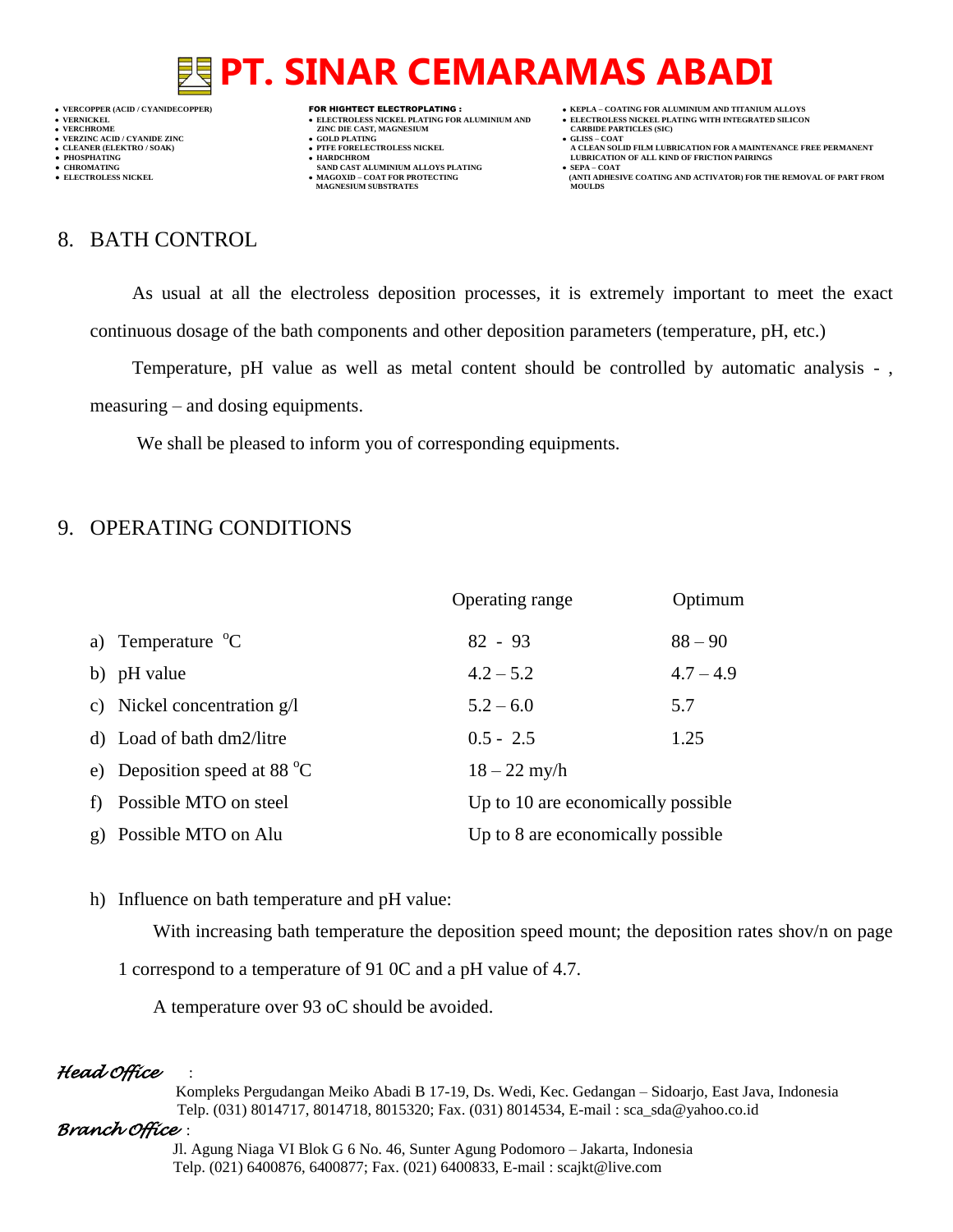## 8. BATH CONTROL

As usual at all the electroless deposition processes, it is extremely important to meet the exact continuous dosage of the bath components and other deposition parameters (temperature, pH, etc.)

Temperature, pH value as well as metal content should be controlled by automatic analysis - , measuring – and dosing equipments.

We shall be pleased to inform you of corresponding equipments.

## 9. OPERATING CONDITIONS

| | Operating range | Optimum |
|---|---|---|
| a) Temperature $^{o}C$ | 82 - 93 | 88 – 90 |
| b) pH value | 4.2 – 5.2 | 4.7 – 4.9 |
| c) Nickel concentration g/l | 5.2 – 6.0 | 5.7 |
| d) Load of bath dm2/litre | 0.5 - 2.5 | 1.25 |
| e) Deposition speed at 88 $^{o}C$ | 18 – 22 my/h | |
| f) Possible MTO on steel | Up to 10 are economically possible | |
| g) Possible MTO on Alu | Up to 8 are economically possible | |

h) Influence on bath temperature and pH value:

With increasing bath temperature the deposition speed mount; the deposition rates shov/n on page 1 correspond to a temperature of 91 0C and a pH value of 4.7.

A temperature over 93 oC should be avoided.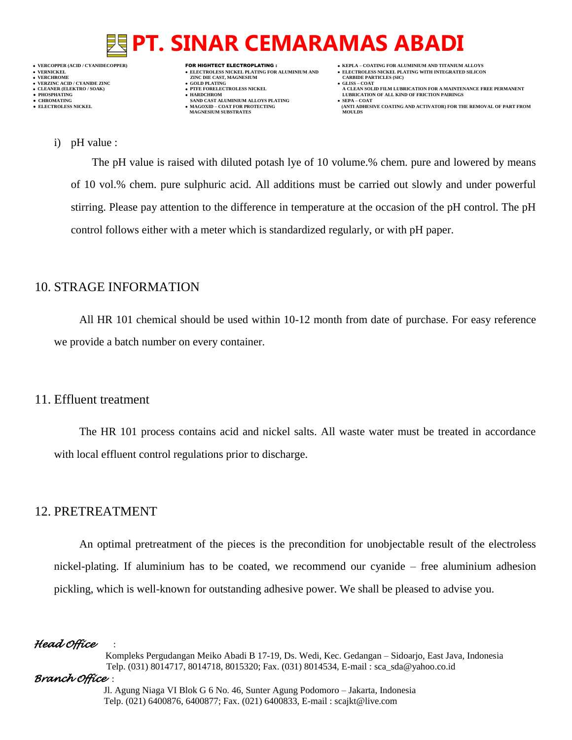i) pH value :

The pH value is raised with diluted potash lye of 10 volume.% chem. pure and lowered by means of 10 vol.% chem. pure sulphuric acid. All additions must be carried out slowly and under powerful stirring. Please pay attention to the difference in temperature at the occasion of the pH control. The pH control follows either with a meter which is standardized regularly, or with pH paper.

## 10. STRAGE INFORMATION

All HR 101 chemical should be used within 10-12 month from date of purchase. For easy reference we provide a batch number on every container.

## 11. Effluent treatment

The HR 101 process contains acid and nickel salts. All waste water must be treated in accordance with local effluent control regulations prior to discharge.

## 12. PRETREATMENT

An optimal pretreatment of the pieces is the precondition for unobjectable result of the electroless nickel-plating. If aluminium has to be coated, we recommend our cyanide – free aluminium adhesion pickling, which is well-known for outstanding adhesive power. We shall be pleased to advise you.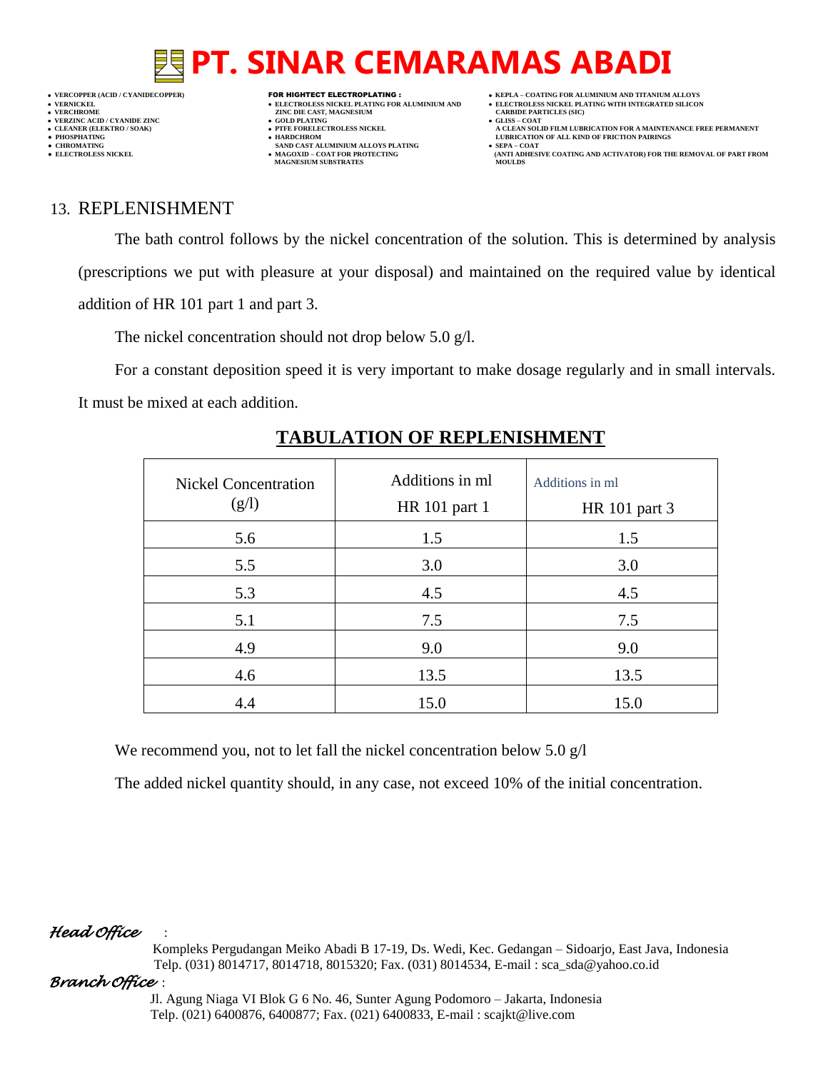## 13. REPLENISHMENT

The bath control follows by the nickel concentration of the solution. This is determined by analysis (prescriptions we put with pleasure at your disposal) and maintained on the required value by identical addition of HR 101 part 1 and part 3.

The nickel concentration should not drop below 5.0 g/l.

For a constant deposition speed it is very important to make dosage regularly and in small intervals. It must be mixed at each addition.

**TABULATION OF REPLENISHMENT**

| Nickel Concentration (g/l) | Additions in ml HR 101 part 1 | Additions in ml HR 101 part 3 |
|---|---|---|
| 5.6 | 1.5 | 1.5 |
| 5.5 | 3.0 | 3.0 |
| 5.3 | 4.5 | 4.5 |
| 5.1 | 7.5 | 7.5 |
| 4.9 | 9.0 | 9.0 |
| 4.6 | 13.5 | 13.5 |
| 4.4 | 15.0 | 15.0 |

We recommend you, not to let fall the nickel concentration below 5.0 g/l

The added nickel quantity should, in any case, not exceed 10% of the initial concentration.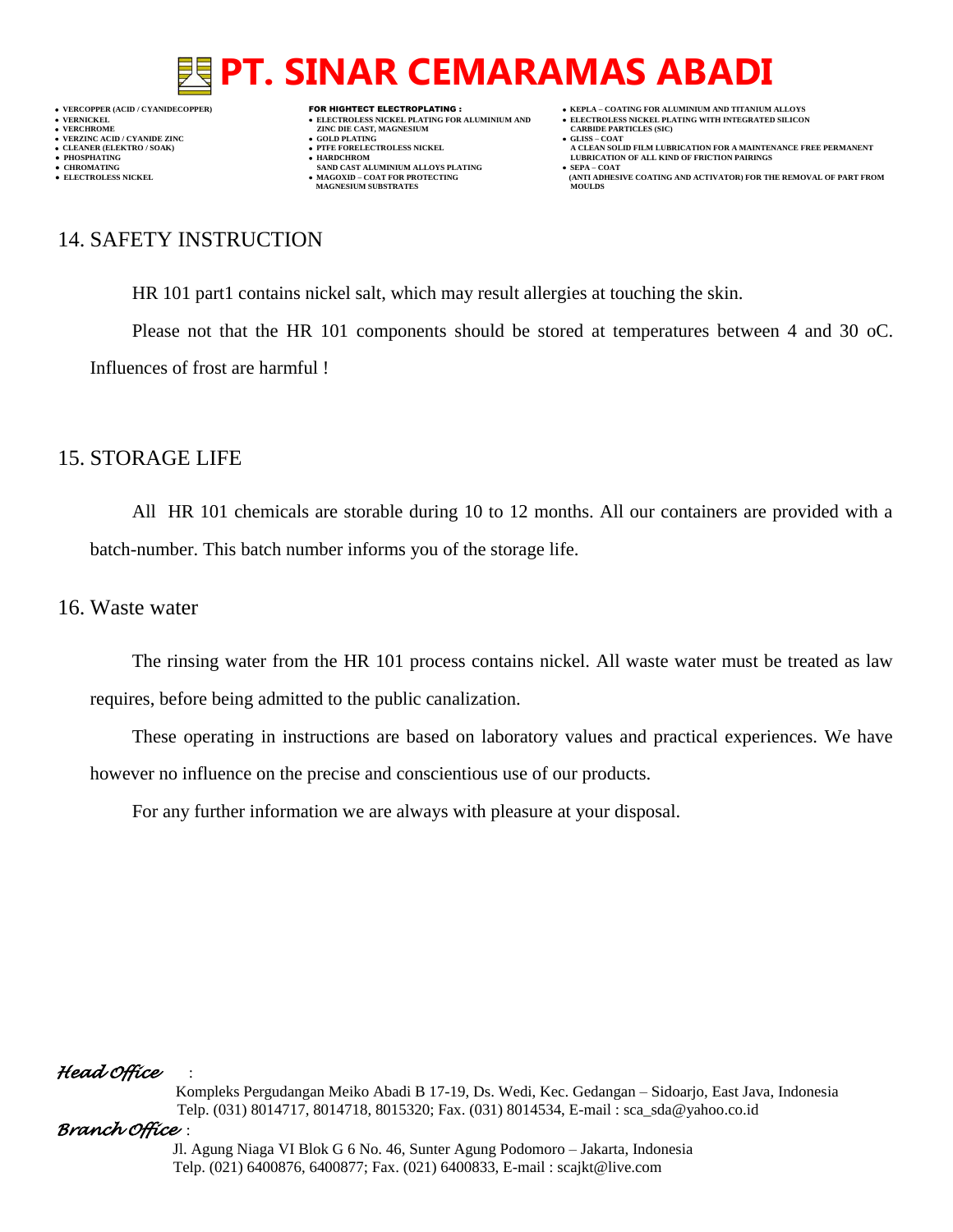## 14. SAFETY INSTRUCTION

HR 101 part1 contains nickel salt, which may result allergies at touching the skin.

Please not that the HR 101 components should be stored at temperatures between 4 and 30 oC. Influences of frost are harmful !

## 15. STORAGE LIFE

All HR 101 chemicals are storable during 10 to 12 months. All our containers are provided with a batch-number. This batch number informs you of the storage life.

## 16. Waste water

The rinsing water from the HR 101 process contains nickel. All waste water must be treated as law requires, before being admitted to the public canalization.

These operating in instructions are based on laboratory values and practical experiences. We have however no influence on the precise and conscientious use of our products.

For any further information we are always with pleasure at your disposal.